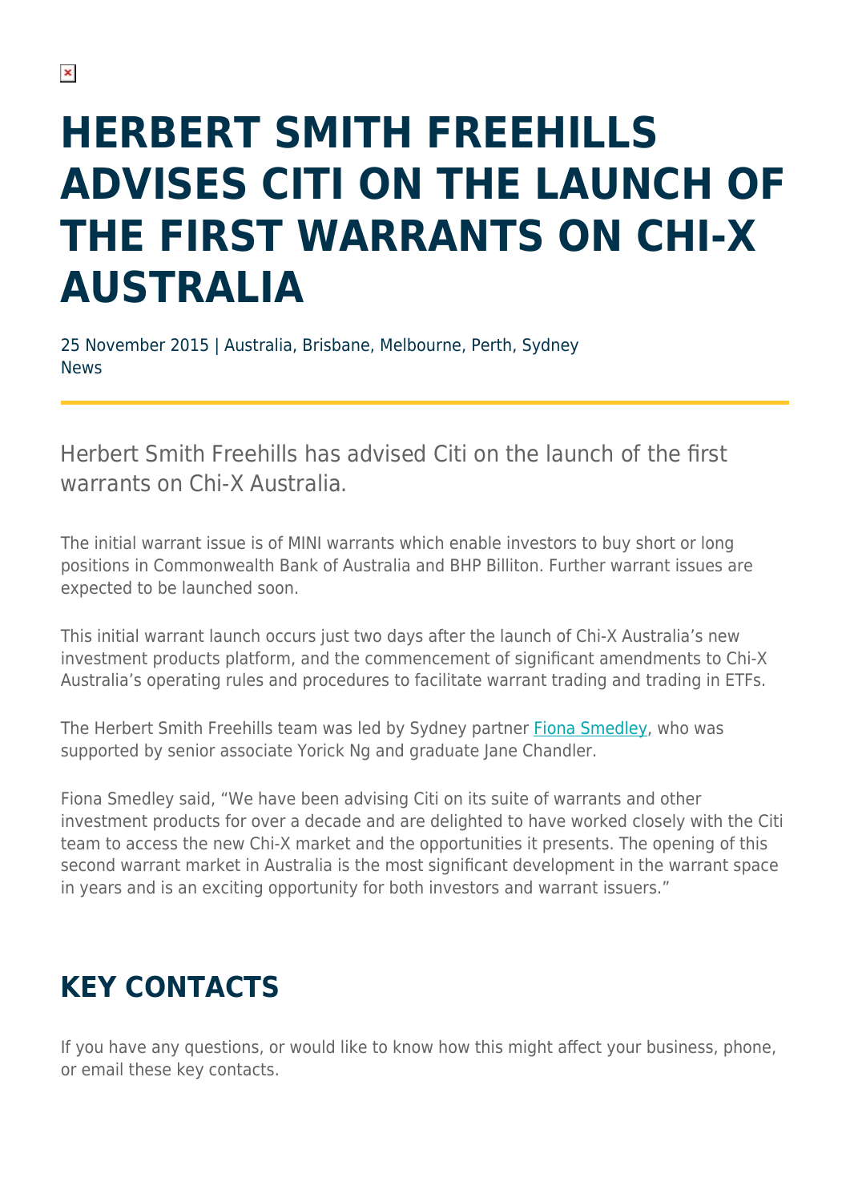# HERBERT SMITH FREEHILLS ADVISES CITI ON THE LAUNCH OF THE FIRST WARRANTS ON CHI-X AUSTRALIA

25 November 2015 | Australia, Brisbane, Melbourne, Perth, Sydney
News

Herbert Smith Freehills has advised Citi on the launch of the first warrants on Chi-X Australia.

The initial warrant issue is of MINI warrants which enable investors to buy short or long positions in Commonwealth Bank of Australia and BHP Billiton. Further warrant issues are expected to be launched soon.

This initial warrant launch occurs just two days after the launch of Chi-X Australia's new investment products platform, and the commencement of significant amendments to Chi-X Australia's operating rules and procedures to facilitate warrant trading and trading in ETFs.

The Herbert Smith Freehills team was led by Sydney partner Fiona Smedley, who was supported by senior associate Yorick Ng and graduate Jane Chandler.

Fiona Smedley said, "We have been advising Citi on its suite of warrants and other investment products for over a decade and are delighted to have worked closely with the Citi team to access the new Chi-X market and the opportunities it presents. The opening of this second warrant market in Australia is the most significant development in the warrant space in years and is an exciting opportunity for both investors and warrant issuers."

## KEY CONTACTS

If you have any questions, or would like to know how this might affect your business, phone, or email these key contacts.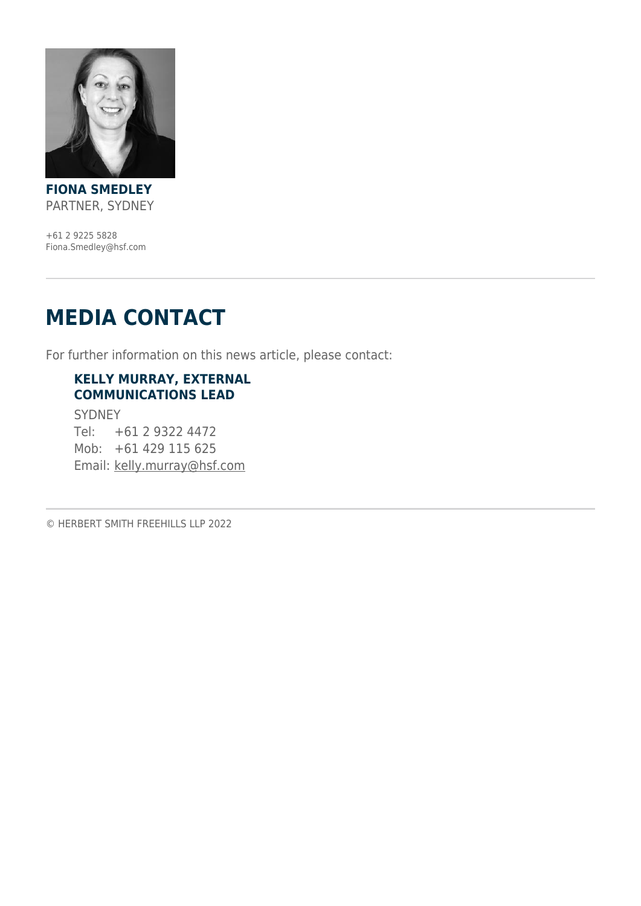**FIONA SMEDLEY**
PARTNER, SYDNEY

+61 2 9225 5828
Fiona.Smedley@hsf.com

---

# MEDIA CONTACT

For further information on this news article, please contact:

**KELLY MURRAY, EXTERNAL COMMUNICATIONS LEAD**

SYDNEY
Tel: +61 2 9322 4472
Mob: +61 429 115 625
Email: kelly.murray@hsf.com

---

© HERBERT SMITH FREEHILLS LLP 2022